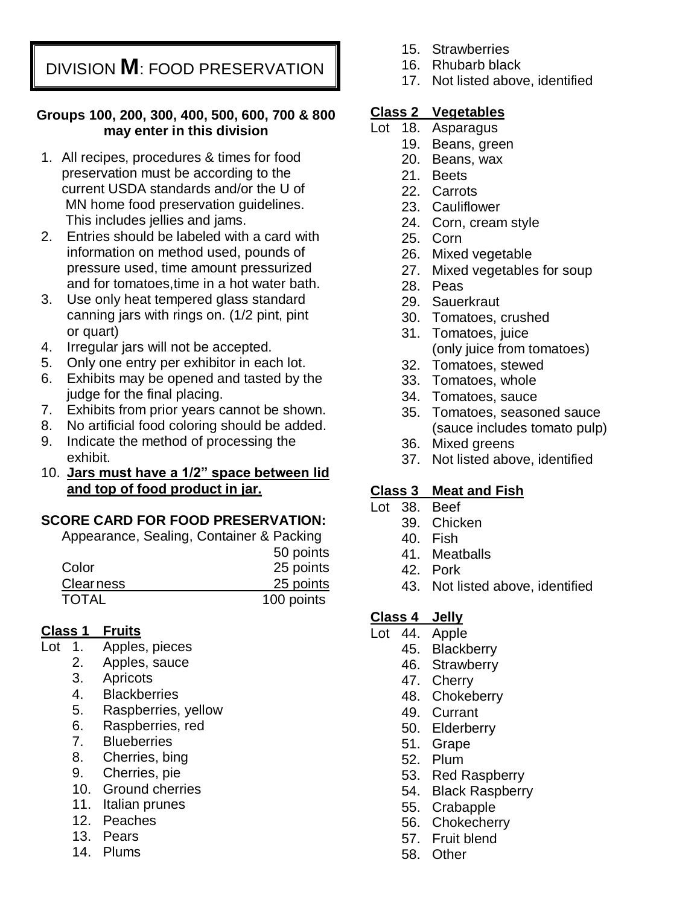# DIVISION **M**: FOOD PRESERVATION

**Groups 100, 200, 300, 400, 500, 600, 700 & 800 may enter in this division**

1. All recipes, procedures & times for food preservation must be according to the current USDA standards and/or the U of MN home food preservation guidelines. This includes jellies and jams.
2. Entries should be labeled with a card with information on method used, pounds of pressure used, time amount pressurized and for tomatoes,time in a hot water bath.
3. Use only heat tempered glass standard canning jars with rings on. (1/2 pint, pint or quart)
4. Irregular jars will not be accepted.
5. Only one entry per exhibitor in each lot.
6. Exhibits may be opened and tasted by the judge for the final placing.
7. Exhibits from prior years cannot be shown.
8. No artificial food coloring should be added.
9. Indicate the method of processing the exhibit.
10. **Jars must have a 1/2" space between lid and top of food product in jar.**

**SCORE CARD FOR FOOD PRESERVATION:**

| Criteria | Points |
|---|---|
| Appearance, Sealing, Container & Packing | 50 points |
| Color | 25 points |
| Clearness | 25 points |
| TOTAL | 100 points |

## Class 1 Fruits

Lot
1. Apples, pieces
2. Apples, sauce
3. Apricots
4. Blackberries
5. Raspberries, yellow
6. Raspberries, red
7. Blueberries
8. Cherries, bing
9. Cherries, pie
10. Ground cherries
11. Italian prunes
12. Peaches
13. Pears
14. Plums
15. Strawberries
16. Rhubarb black
17. Not listed above, identified

## Class 2 Vegetables

Lot
18. Asparagus
19. Beans, green
20. Beans, wax
21. Beets
22. Carrots
23. Cauliflower
24. Corn, cream style
25. Corn
26. Mixed vegetable
27. Mixed vegetables for soup
28. Peas
29. Sauerkraut
30. Tomatoes, crushed
31. Tomatoes, juice (only juice from tomatoes)
32. Tomatoes, stewed
33. Tomatoes, whole
34. Tomatoes, sauce
35. Tomatoes, seasoned sauce (sauce includes tomato pulp)
36. Mixed greens
37. Not listed above, identified

## Class 3 Meat and Fish

Lot
38. Beef
39. Chicken
40. Fish
41. Meatballs
42. Pork
43. Not listed above, identified

## Class 4 Jelly

Lot
44. Apple
45. Blackberry
46. Strawberry
47. Cherry
48. Chokeberry
49. Currant
50. Elderberry
51. Grape
52. Plum
53. Red Raspberry
54. Black Raspberry
55. Crabapple
56. Chokecherry
57. Fruit blend
58. Other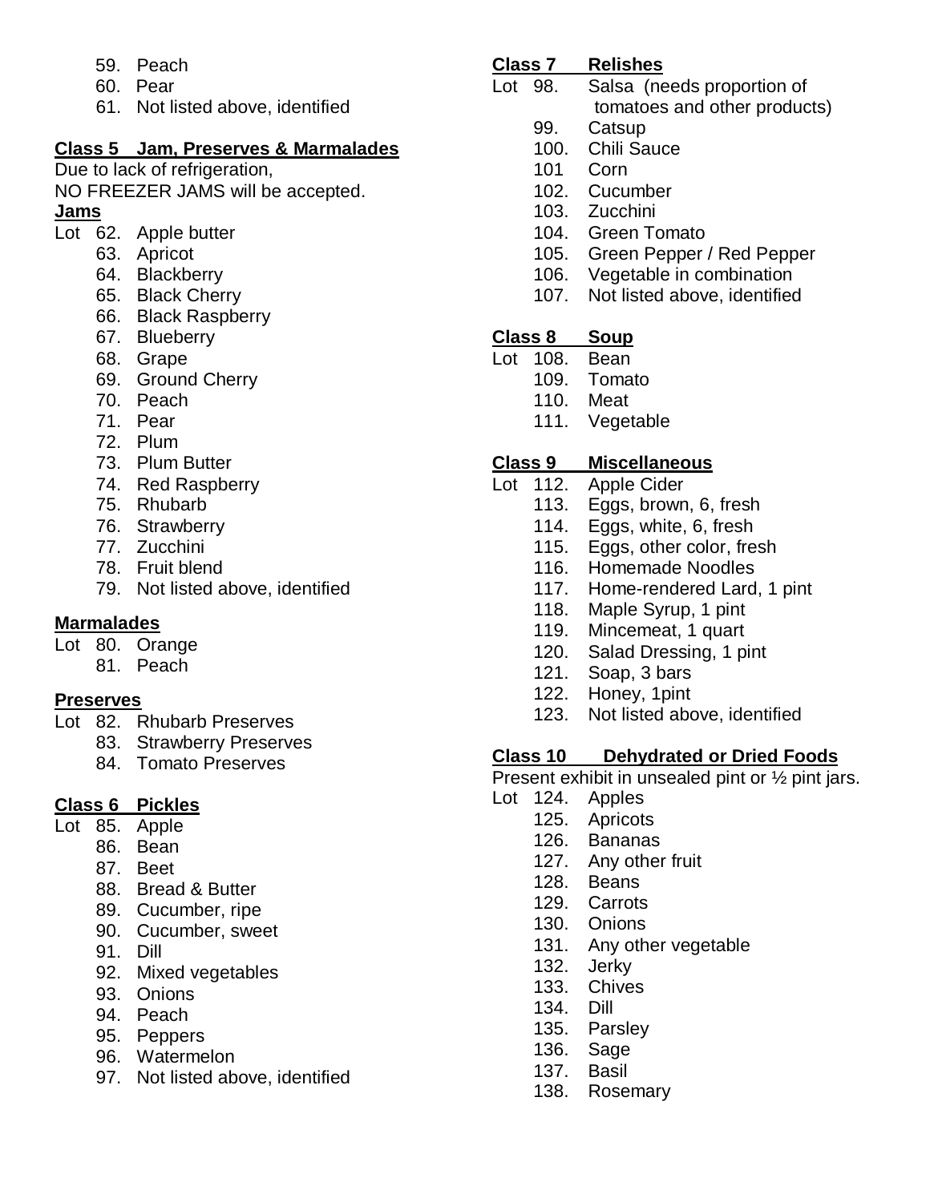59. Peach
60. Pear
61. Not listed above, identified

## Class 5 Jam, Preserves & Marmalades

Due to lack of refrigeration,
NO FREEZER JAMS will be accepted.

### Jams

Lot 62. Apple butter
63. Apricot
64. Blackberry
65. Black Cherry
66. Black Raspberry
67. Blueberry
68. Grape
69. Ground Cherry
70. Peach
71. Pear
72. Plum
73. Plum Butter
74. Red Raspberry
75. Rhubarb
76. Strawberry
77. Zucchini
78. Fruit blend
79. Not listed above, identified

### Marmalades

Lot 80. Orange
81. Peach

### Preserves

Lot 82. Rhubarb Preserves
83. Strawberry Preserves
84. Tomato Preserves

## Class 6 Pickles

Lot 85. Apple
86. Bean
87. Beet
88. Bread & Butter
89. Cucumber, ripe
90. Cucumber, sweet
91. Dill
92. Mixed vegetables
93. Onions
94. Peach
95. Peppers
96. Watermelon
97. Not listed above, identified

## Class 7 Relishes

Lot 98. Salsa (needs proportion of tomatoes and other products)
99. Catsup
100. Chili Sauce
101 Corn
102. Cucumber
103. Zucchini
104. Green Tomato
105. Green Pepper / Red Pepper
106. Vegetable in combination
107. Not listed above, identified

## Class 8 Soup

Lot 108. Bean
109. Tomato
110. Meat
111. Vegetable

## Class 9 Miscellaneous

Lot 112. Apple Cider
113. Eggs, brown, 6, fresh
114. Eggs, white, 6, fresh
115. Eggs, other color, fresh
116. Homemade Noodles
117. Home-rendered Lard, 1 pint
118. Maple Syrup, 1 pint
119. Mincemeat, 1 quart
120. Salad Dressing, 1 pint
121. Soap, 3 bars
122. Honey, 1pint
123. Not listed above, identified

## Class 10 Dehydrated or Dried Foods

Present exhibit in unsealed pint or ½ pint jars.

Lot 124. Apples
125. Apricots
126. Bananas
127. Any other fruit
128. Beans
129. Carrots
130. Onions
131. Any other vegetable
132. Jerky
133. Chives
134. Dill
135. Parsley
136. Sage
137. Basil
138. Rosemary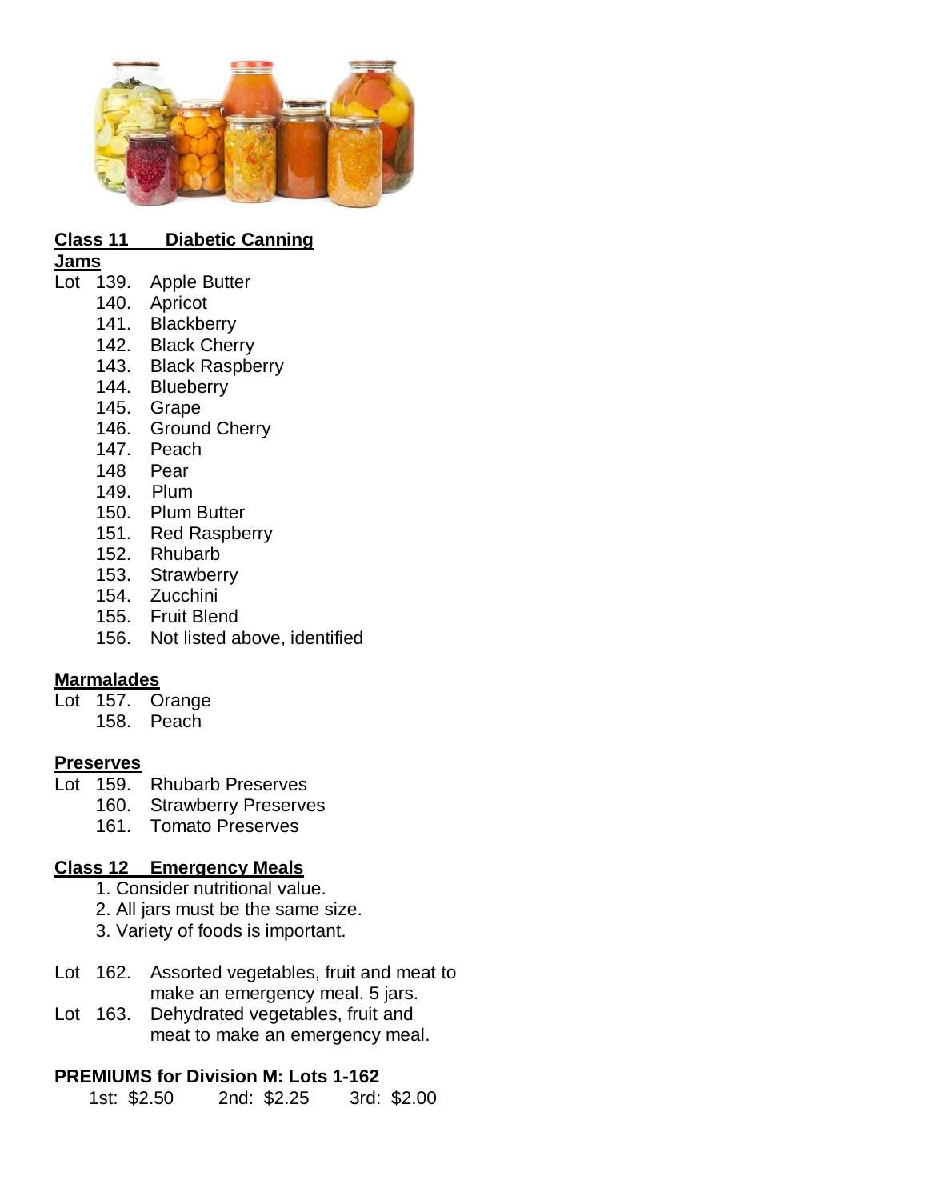## Class 11 Diabetic Canning

### Jams

Lot 139. Apple Butter
140. Apricot
141. Blackberry
142. Black Cherry
143. Black Raspberry
144. Blueberry
145. Grape
146. Ground Cherry
147. Peach
148 Pear
149. Plum
150. Plum Butter
151. Red Raspberry
152. Rhubarb
153. Strawberry
154. Zucchini
155. Fruit Blend
156. Not listed above, identified

### Marmalades

Lot 157. Orange
158. Peach

### Preserves

Lot 159. Rhubarb Preserves
160. Strawberry Preserves
161. Tomato Preserves

## Class 12 Emergency Meals

1. Consider nutritional value.
2. All jars must be the same size.
3. Variety of foods is important.

Lot 162. Assorted vegetables, fruit and meat to make an emergency meal. 5 jars.
Lot 163. Dehydrated vegetables, fruit and meat to make an emergency meal.

**PREMIUMS for Division M: Lots 1-162**

1st: $2.50 2nd: $2.25 3rd: $2.00